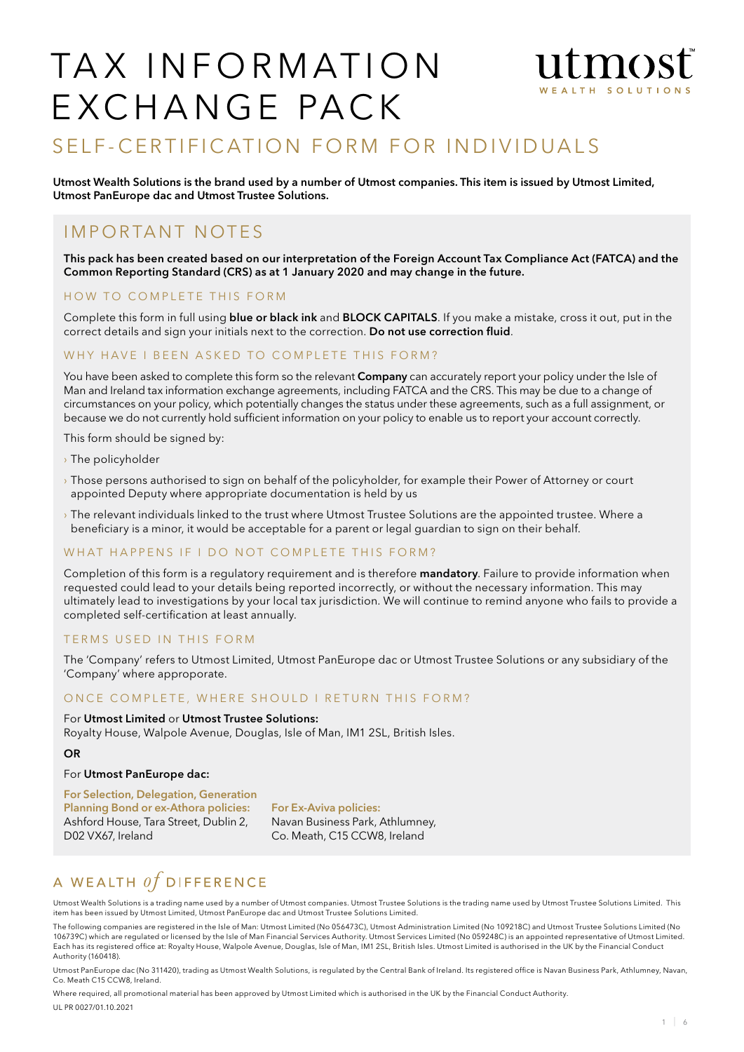# TAX INFORMATION EXCHANGE PACK

utmost WEALTH SOLUTIONS

## SELF-CERTIFICATION FORM FOR INDIVIDUALS

**Utmost Wealth Solutions is the brand used by a number of Utmost companies. This item is issued by Utmost Limited, Utmost PanEurope dac and Utmost Trustee Solutions.**

## IMPORTANT NOTES

**This pack has been created based on our interpretation of the Foreign Account Tax Compliance Act (FATCA) and the Common Reporting Standard (CRS) as at 1 January 2020 and may change in the future.**

### HOW TO COMPLETE THIS FORM

Complete this form in full using **blue or black ink** and **BLOCK CAPITALS**. If you make a mistake, cross it out, put in the correct details and sign your initials next to the correction. **Do not use correction fluid**.

### WHY HAVE I BEEN ASKED TO COMPLETE THIS FORM?

You have been asked to complete this form so the relevant **Company** can accurately report your policy under the Isle of Man and Ireland tax information exchange agreements, including FATCA and the CRS. This may be due to a change of circumstances on your policy, which potentially changes the status under these agreements, such as a full assignment, or because we do not currently hold sufficient information on your policy to enable us to report your account correctly.

This form should be signed by:

- The policyholder
- Those persons authorised to sign on behalf of the policyholder, for example their Power of Attorney or court appointed Deputy where appropriate documentation is held by us
- The relevant individuals linked to the trust where Utmost Trustee Solutions are the appointed trustee. Where a beneficiary is a minor, it would be acceptable for a parent or legal guardian to sign on their behalf.

### WHAT HAPPENS IF I DO NOT COMPLETE THIS FORM?

Completion of this form is a regulatory requirement and is therefore **mandatory**. Failure to provide information when requested could lead to your details being reported incorrectly, or without the necessary information. This may ultimately lead to investigations by your local tax jurisdiction. We will continue to remind anyone who fails to provide a completed self-certification at least annually.

### TERMS USED IN THIS FORM

The 'Company' refers to Utmost Limited, Utmost PanEurope dac or Utmost Trustee Solutions or any subsidiary of the 'Company' where approporate.

### ONCE COMPLETE, WHERE SHOULD I RETURN THIS FORM?

For **Utmost Limited** or **Utmost Trustee Solutions:**
Royalty House, Walpole Avenue, Douglas, Isle of Man, IM1 2SL, British Isles.

**OR**

For **Utmost PanEurope dac:**

**For Selection, Delegation, Generation Planning Bond or ex-Athora policies:**
Ashford House, Tara Street, Dublin 2, D02 VX67, Ireland

**For Ex-Aviva policies:**
Navan Business Park, Athlumney, Co. Meath, C15 CCW8, Ireland

A WEALTH *of* DIFFERENCE

Utmost Wealth Solutions is a trading name used by a number of Utmost companies. Utmost Trustee Solutions is the trading name used by Utmost Trustee Solutions Limited. This item has been issued by Utmost Limited, Utmost PanEurope dac and Utmost Trustee Solutions Limited.

The following companies are registered in the Isle of Man: Utmost Limited (No 056473C), Utmost Administration Limited (No 109218C) and Utmost Trustee Solutions Limited (No 106739C) which are regulated or licensed by the Isle of Man Financial Services Authority. Utmost Services Limited (No 059248C) is an appointed representative of Utmost Limited. Each has its registered office at: Royalty House, Walpole Avenue, Douglas, Isle of Man, IM1 2SL, British Isles. Utmost Limited is authorised in the UK by the Financial Conduct Authority (160418).

Utmost PanEurope dac (No 311420), trading as Utmost Wealth Solutions, is regulated by the Central Bank of Ireland. Its registered office is Navan Business Park, Athlumney, Navan, Co. Meath C15 CCW8, Ireland.

Where required, all promotional material has been approved by Utmost Limited which is authorised in the UK by the Financial Conduct Authority.

UL PR 0027/01.10.2021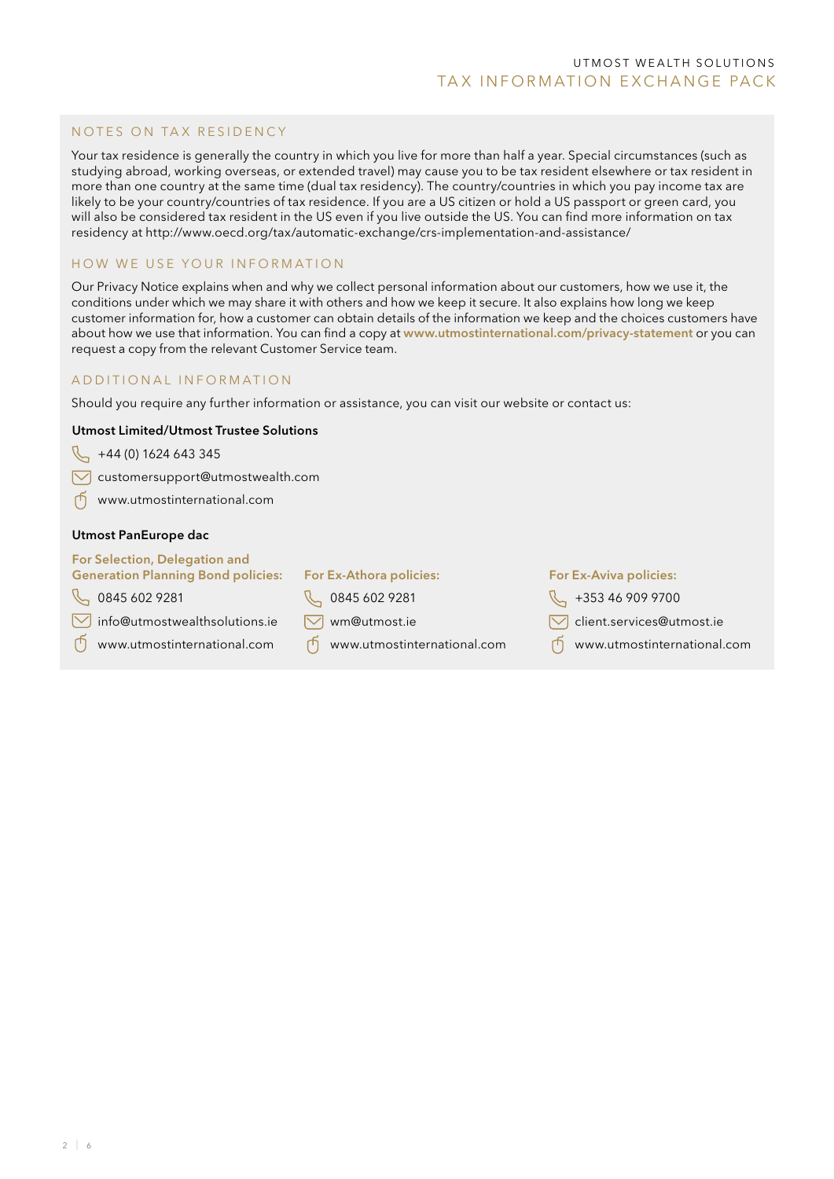## NOTES ON TAX RESIDENCY

Your tax residence is generally the country in which you live for more than half a year. Special circumstances (such as studying abroad, working overseas, or extended travel) may cause you to be tax resident elsewhere or tax resident in more than one country at the same time (dual tax residency). The country/countries in which you pay income tax are likely to be your country/countries of tax residence. If you are a US citizen or hold a US passport or green card, you will also be considered tax resident in the US even if you live outside the US. You can find more information on tax residency at http://www.oecd.org/tax/automatic-exchange/crs-implementation-and-assistance/

## HOW WE USE YOUR INFORMATION

Our Privacy Notice explains when and why we collect personal information about our customers, how we use it, the conditions under which we may share it with others and how we keep it secure. It also explains how long we keep customer information for, how a customer can obtain details of the information we keep and the choices customers have about how we use that information. You can find a copy at **www.utmostinternational.com/privacy-statement** or you can request a copy from the relevant Customer Service team.

## ADDITIONAL INFORMATION

Should you require any further information or assistance, you can visit our website or contact us:

**Utmost Limited/Utmost Trustee Solutions**

- +44 (0) 1624 643 345
- customersupport@utmostwealth.com
- www.utmostinternational.com

**Utmost PanEurope dac**

**For Selection, Delegation and Generation Planning Bond policies:**

- 0845 602 9281
- info@utmostwealthsolutions.ie
- www.utmostinternational.com

**For Ex-Athora policies:**

- 0845 602 9281
- wm@utmost.ie
- www.utmostinternational.com

**For Ex-Aviva policies:**

- +353 46 909 9700
- client.services@utmost.ie
- www.utmostinternational.com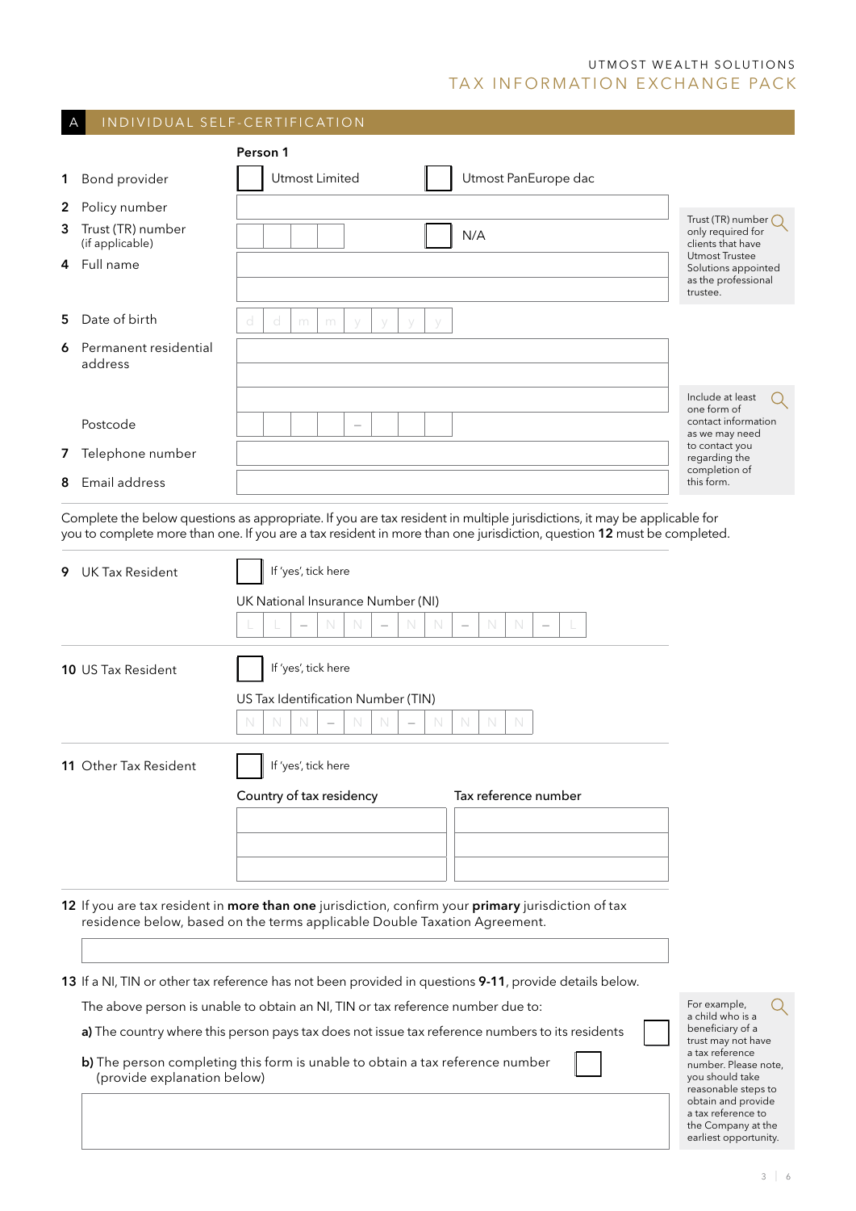## A INDIVIDUAL SELF-CERTIFICATION

**Person 1**

1 Bond provider ☐ Utmost Limited ☐ Utmost PanEurope dac

2 Policy number

3 Trust (TR) number (if applicable) ☐ N/A

4 Full name

5 Date of birth d d m m y y y y

6 Permanent residential address

Postcode

7 Telephone number

8 Email address

> Trust (TR) number only required for clients that have Utmost Trustee Solutions appointed as the professional trustee.

> Include at least one form of contact information as we may need to contact you regarding the completion of this form.

Complete the below questions as appropriate. If you are tax resident in multiple jurisdictions, it may be applicable for you to complete more than one. If you are a tax resident in more than one jurisdiction, question **12** must be completed.

9 UK Tax Resident ☐ If 'yes', tick here

UK National Insurance Number (NI)

L L – N N – N N – N N – L

**10** US Tax Resident ☐ If 'yes', tick here

US Tax Identification Number (TIN)

N N N – N N – N N N N

**11** Other Tax Resident ☐ If 'yes', tick here

| Country of tax residency | Tax reference number |
|---|---|
| | |
| | |
| | |

**12** If you are tax resident in **more than one** jurisdiction, confirm your **primary** jurisdiction of tax residence below, based on the terms applicable Double Taxation Agreement.

**13** If a NI, TIN or other tax reference has not been provided in questions **9-11**, provide details below.

The above person is unable to obtain an NI, TIN or tax reference number due to:

**a)** The country where this person pays tax does not issue tax reference numbers to its residents ☐

**b)** The person completing this form is unable to obtain a tax reference number (provide explanation below) ☐

> For example, a child who is a beneficiary of a trust may not have a tax reference number. Please note, you should take reasonable steps to obtain and provide a tax reference to the Company at the earliest opportunity.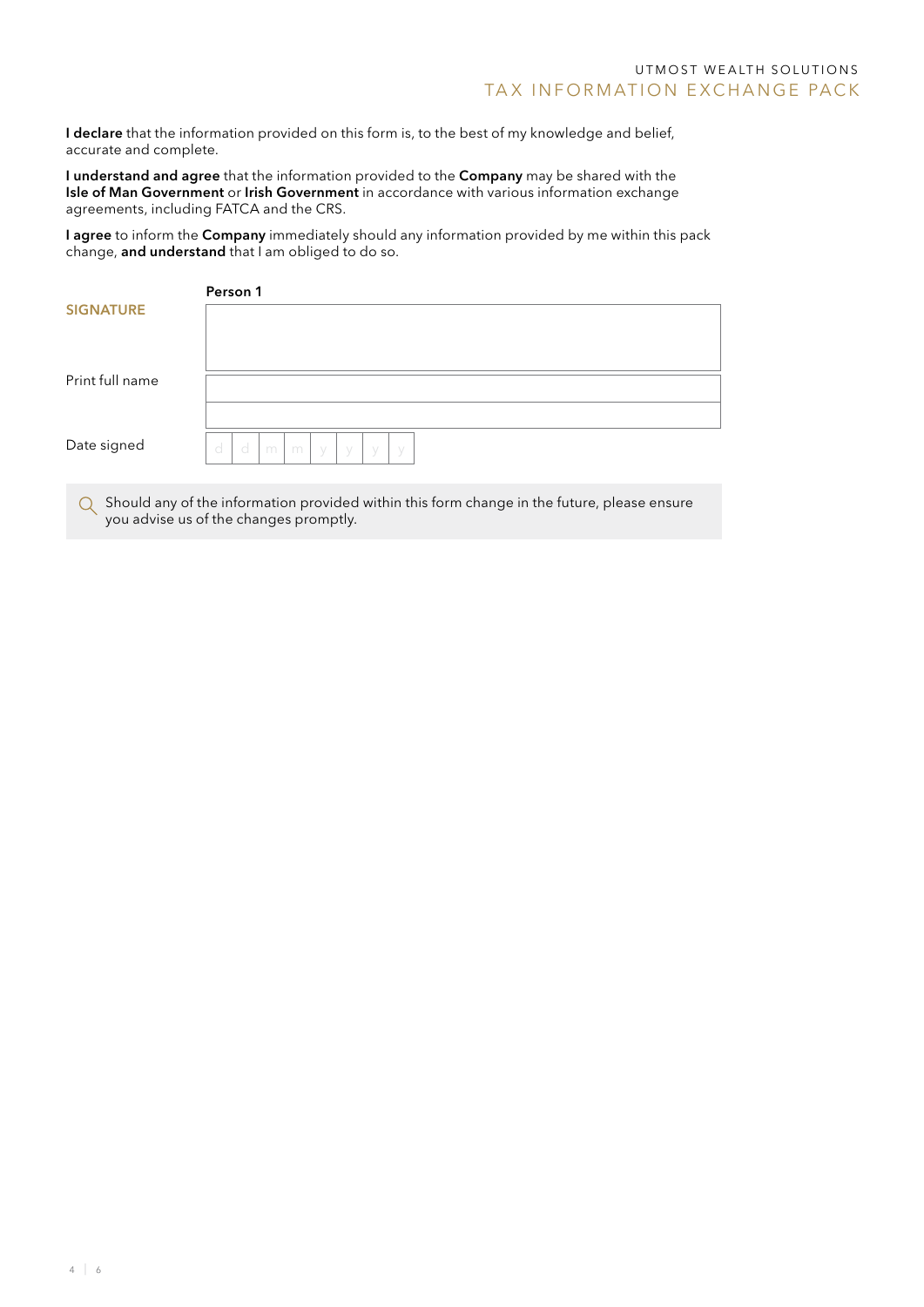**I declare** that the information provided on this form is, to the best of my knowledge and belief, accurate and complete.

**I understand and agree** that the information provided to the **Company** may be shared with the **Isle of Man Government** or **Irish Government** in accordance with various information exchange agreements, including FATCA and the CRS.

**I agree** to inform the **Company** immediately should any information provided by me within this pack change, **and understand** that I am obliged to do so.

| | **Person 1** |
|---|---|
| **SIGNATURE** | |
| Print full name | |
| Date signed | d d m m y y y y |

Should any of the information provided within this form change in the future, please ensure you advise us of the changes promptly.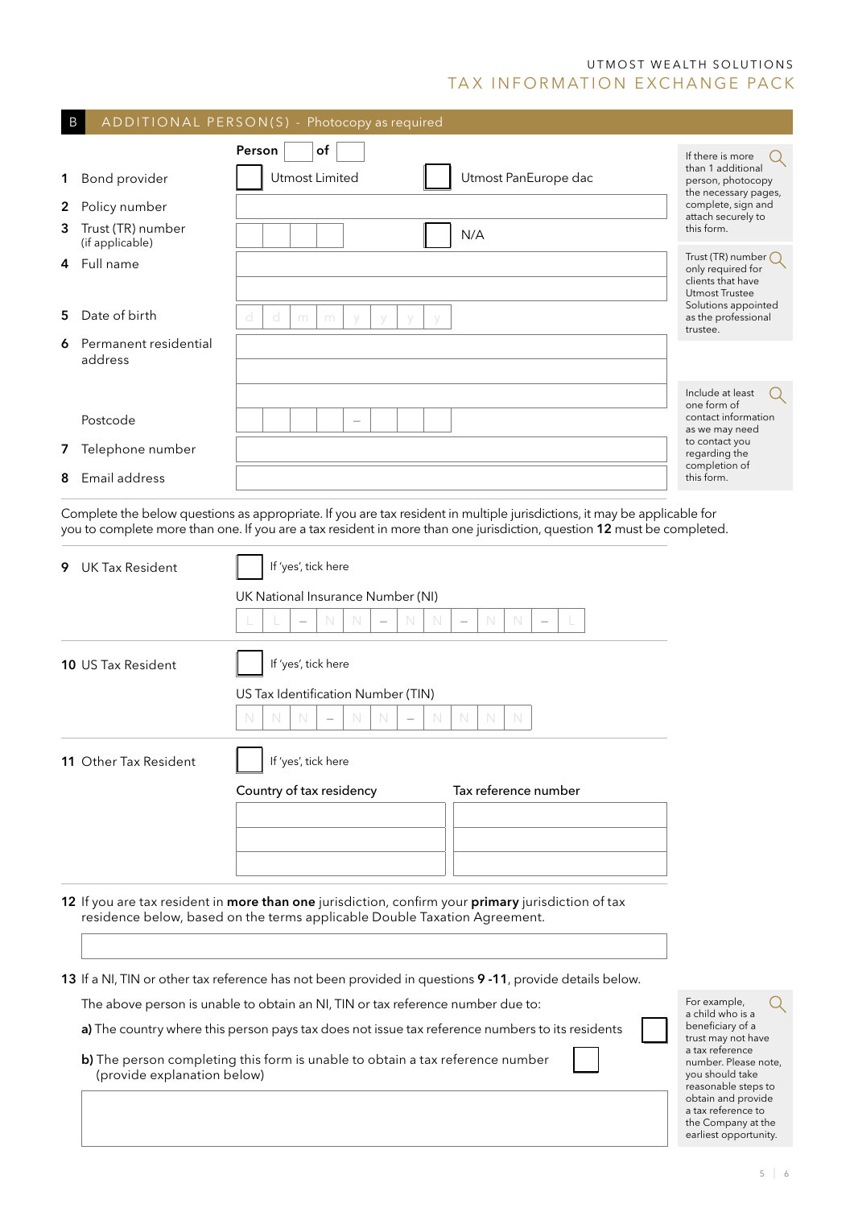## B ADDITIONAL PERSON(S) - Photocopy as required

**Person** ☐ **of** ☐

1. Bond provider ☐ Utmost Limited ☐ Utmost PanEurope dac
2. Policy number
3. Trust (TR) number (if applicable) ☐ N/A
4. Full name
5. Date of birth d d m m y y y y
6. Permanent residential address

   Postcode
7. Telephone number
8. Email address

> If there is more than 1 additional person, photocopy the necessary pages, complete, sign and attach securely to this form.

> Trust (TR) number only required for clients that have Utmost Trustee Solutions appointed as the professional trustee.

> Include at least one form of contact information as we may need to contact you regarding the completion of this form.

Complete the below questions as appropriate. If you are tax resident in multiple jurisdictions, it may be applicable for you to complete more than one. If you are a tax resident in more than one jurisdiction, question **12** must be completed.

**9** UK Tax Resident ☐ If 'yes', tick here

UK National Insurance Number (NI)

L L – N N – N N – N N – L

**10** US Tax Resident ☐ If 'yes', tick here

US Tax Identification Number (TIN)

N N N – N N – N N N N

**11** Other Tax Resident ☐ If 'yes', tick here

| Country of tax residency | Tax reference number |
| --- | --- |
| | |
| | |
| | |

**12** If you are tax resident in **more than one** jurisdiction, confirm your **primary** jurisdiction of tax residence below, based on the terms applicable Double Taxation Agreement.

**13** If a NI, TIN or other tax reference has not been provided in questions **9 -11**, provide details below.

The above person is unable to obtain an NI, TIN or tax reference number due to:

**a)** The country where this person pays tax does not issue tax reference numbers to its residents ☐

**b)** The person completing this form is unable to obtain a tax reference number (provide explanation below) ☐

> For example, a child who is a beneficiary of a trust may not have a tax reference number. Please note, you should take reasonable steps to obtain and provide a tax reference to the Company at the earliest opportunity.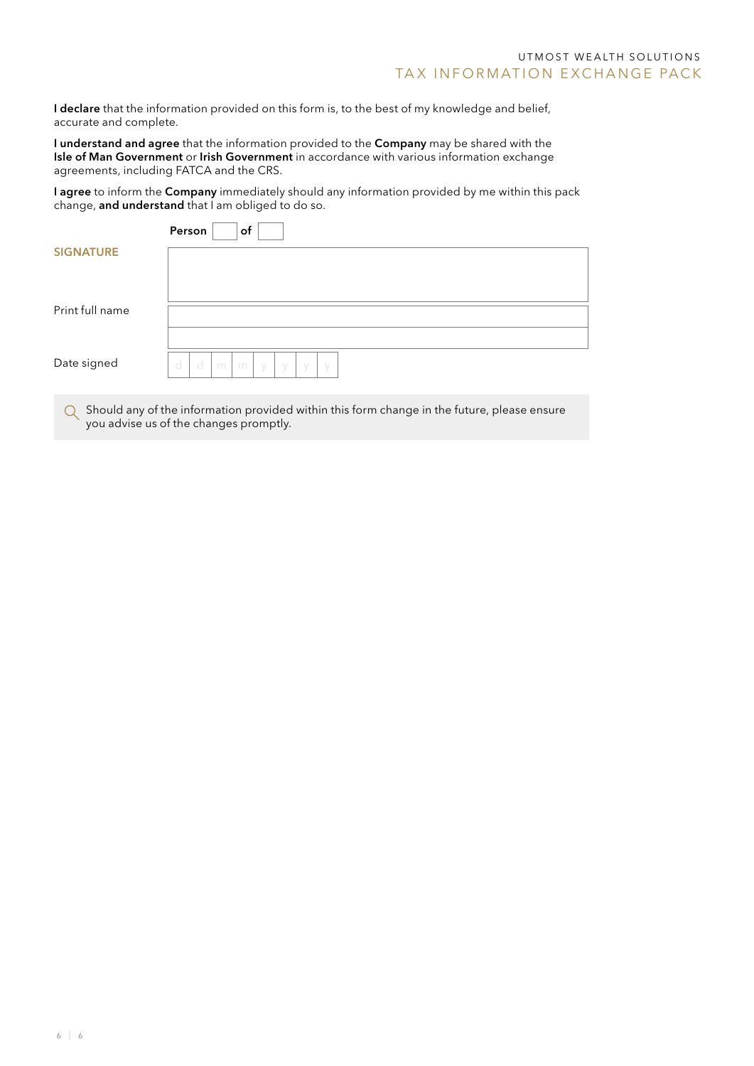**I declare** that the information provided on this form is, to the best of my knowledge and belief, accurate and complete.

**I understand and agree** that the information provided to the **Company** may be shared with the **Isle of Man Government** or **Irish Government** in accordance with various information exchange agreements, including FATCA and the CRS.

**I agree** to inform the **Company** immediately should any information provided by me within this pack change, **and understand** that I am obliged to do so.

**Person** ___ **of** ___

**SIGNATURE**

Print full name

Date signed d d m m y y y y

Should any of the information provided within this form change in the future, please ensure you advise us of the changes promptly.